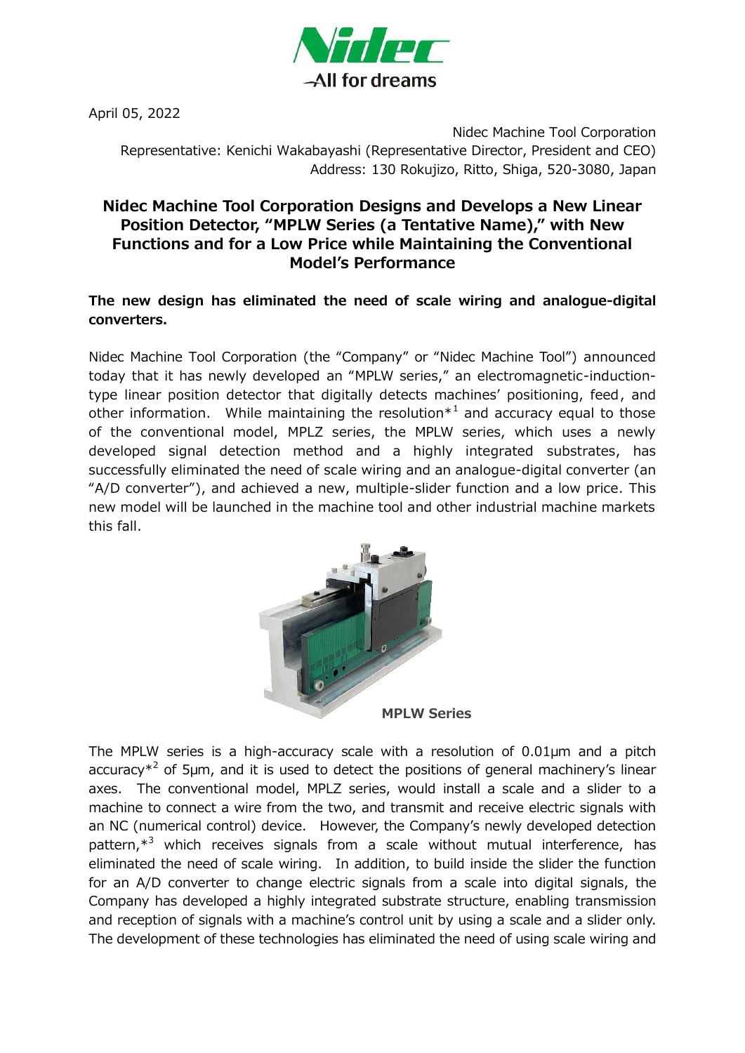April 05, 2022

Nidec Machine Tool Corporation
Representative: Kenichi Wakabayashi (Representative Director, President and CEO)
Address: 130 Rokujizo, Ritto, Shiga, 520-3080, Japan

# Nidec Machine Tool Corporation Designs and Develops a New Linear Position Detector, "MPLW Series (a Tentative Name)," with New Functions and for a Low Price while Maintaining the Conventional Model's Performance

**The new design has eliminated the need of scale wiring and analogue-digital converters.**

Nidec Machine Tool Corporation (the "Company" or "Nidec Machine Tool") announced today that it has newly developed an "MPLW series," an electromagnetic-induction-type linear position detector that digitally detects machines' positioning, feed, and other information. While maintaining the resolution*[1] and accuracy equal to those of the conventional model, MPLZ series, the MPLW series, which uses a newly developed signal detection method and a highly integrated substrates, has successfully eliminated the need of scale wiring and an analogue-digital converter (an "A/D converter"), and achieved a new, multiple-slider function and a low price. This new model will be launched in the machine tool and other industrial machine markets this fall.

**MPLW Series**

The MPLW series is a high-accuracy scale with a resolution of 0.01μm and a pitch accuracy*[2] of 5μm, and it is used to detect the positions of general machinery's linear axes. The conventional model, MPLZ series, would install a scale and a slider to a machine to connect a wire from the two, and transmit and receive electric signals with an NC (numerical control) device. However, the Company's newly developed detection pattern,*[3] which receives signals from a scale without mutual interference, has eliminated the need of scale wiring. In addition, to build inside the slider the function for an A/D converter to change electric signals from a scale into digital signals, the Company has developed a highly integrated substrate structure, enabling transmission and reception of signals with a machine's control unit by using a scale and a slider only. The development of these technologies has eliminated the need of using scale wiring and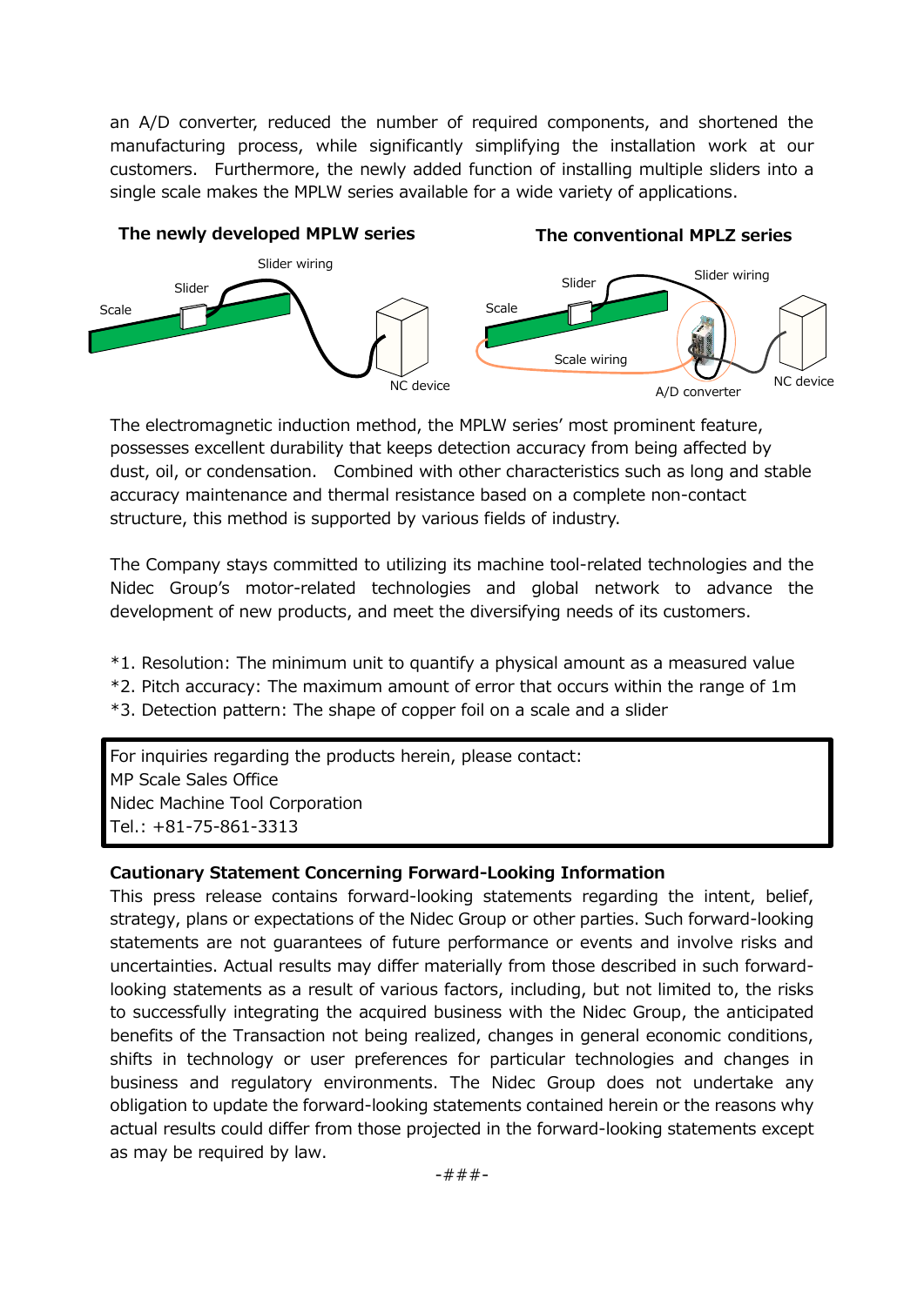an A/D converter, reduced the number of required components, and shortened the manufacturing process, while significantly simplifying the installation work at our customers. Furthermore, the newly added function of installing multiple sliders into a single scale makes the MPLW series available for a wide variety of applications.

**The newly developed MPLW series**

Slider wiring
Slider
Scale
NC device

**The conventional MPLZ series**

Slider
Slider wiring
Scale
Scale wiring
A/D converter
NC device

The electromagnetic induction method, the MPLW series' most prominent feature, possesses excellent durability that keeps detection accuracy from being affected by dust, oil, or condensation. Combined with other characteristics such as long and stable accuracy maintenance and thermal resistance based on a complete non-contact structure, this method is supported by various fields of industry.

The Company stays committed to utilizing its machine tool-related technologies and the Nidec Group's motor-related technologies and global network to advance the development of new products, and meet the diversifying needs of its customers.

*1. Resolution: The minimum unit to quantify a physical amount as a measured value
*2. Pitch accuracy: The maximum amount of error that occurs within the range of 1m
*3. Detection pattern: The shape of copper foil on a scale and a slider

For inquiries regarding the products herein, please contact:
MP Scale Sales Office
Nidec Machine Tool Corporation
Tel.: +81-75-861-3313

**Cautionary Statement Concerning Forward-Looking Information**

This press release contains forward-looking statements regarding the intent, belief, strategy, plans or expectations of the Nidec Group or other parties. Such forward-looking statements are not guarantees of future performance or events and involve risks and uncertainties. Actual results may differ materially from those described in such forward-looking statements as a result of various factors, including, but not limited to, the risks to successfully integrating the acquired business with the Nidec Group, the anticipated benefits of the Transaction not being realized, changes in general economic conditions, shifts in technology or user preferences for particular technologies and changes in business and regulatory environments. The Nidec Group does not undertake any obligation to update the forward-looking statements contained herein or the reasons why actual results could differ from those projected in the forward-looking statements except as may be required by law.

-###-